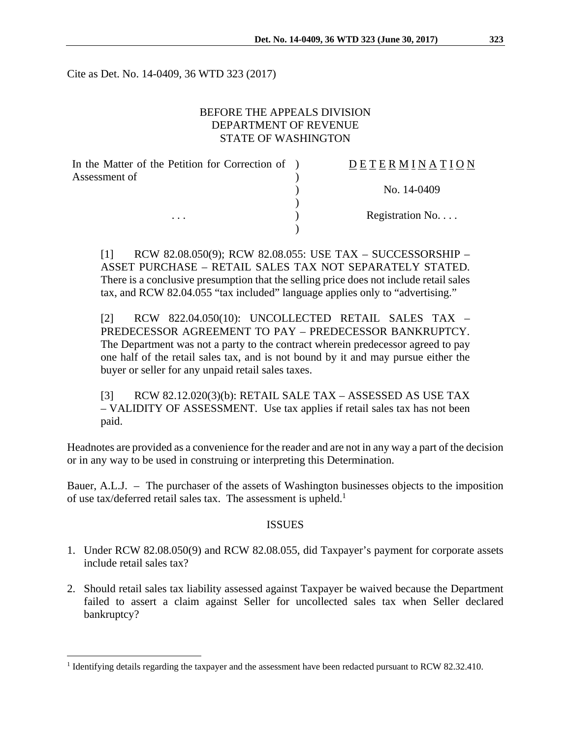Cite as Det. No. 14-0409, 36 WTD 323 (2017)

BEFORE THE APPEALS DIVISION
DEPARTMENT OF REVENUE
STATE OF WASHINGTON

| | |
|---|---|
| In the Matter of the Petition for Correction of Assessment of | D E T E R M I N A T I O N |
| | No. 14-0409 |
| . . . | Registration No. . . . |

[1] RCW 82.08.050(9); RCW 82.08.055: USE TAX – SUCCESSORSHIP – ASSET PURCHASE – RETAIL SALES TAX NOT SEPARATELY STATED. There is a conclusive presumption that the selling price does not include retail sales tax, and RCW 82.04.055 "tax included" language applies only to "advertising."

[2] RCW 822.04.050(10): UNCOLLECTED RETAIL SALES TAX – PREDECESSOR AGREEMENT TO PAY – PREDECESSOR BANKRUPTCY. The Department was not a party to the contract wherein predecessor agreed to pay one half of the retail sales tax, and is not bound by it and may pursue either the buyer or seller for any unpaid retail sales taxes.

[3] RCW 82.12.020(3)(b): RETAIL SALE TAX – ASSESSED AS USE TAX – VALIDITY OF ASSESSMENT. Use tax applies if retail sales tax has not been paid.

Headnotes are provided as a convenience for the reader and are not in any way a part of the decision or in any way to be used in construing or interpreting this Determination.

Bauer, A.L.J. – The purchaser of the assets of Washington businesses objects to the imposition of use tax/deferred retail sales tax. The assessment is upheld.[1]

## ISSUES

1. Under RCW 82.08.050(9) and RCW 82.08.055, did Taxpayer's payment for corporate assets include retail sales tax?

2. Should retail sales tax liability assessed against Taxpayer be waived because the Department failed to assert a claim against Seller for uncollected sales tax when Seller declared bankruptcy?

[1] Identifying details regarding the taxpayer and the assessment have been redacted pursuant to RCW 82.32.410.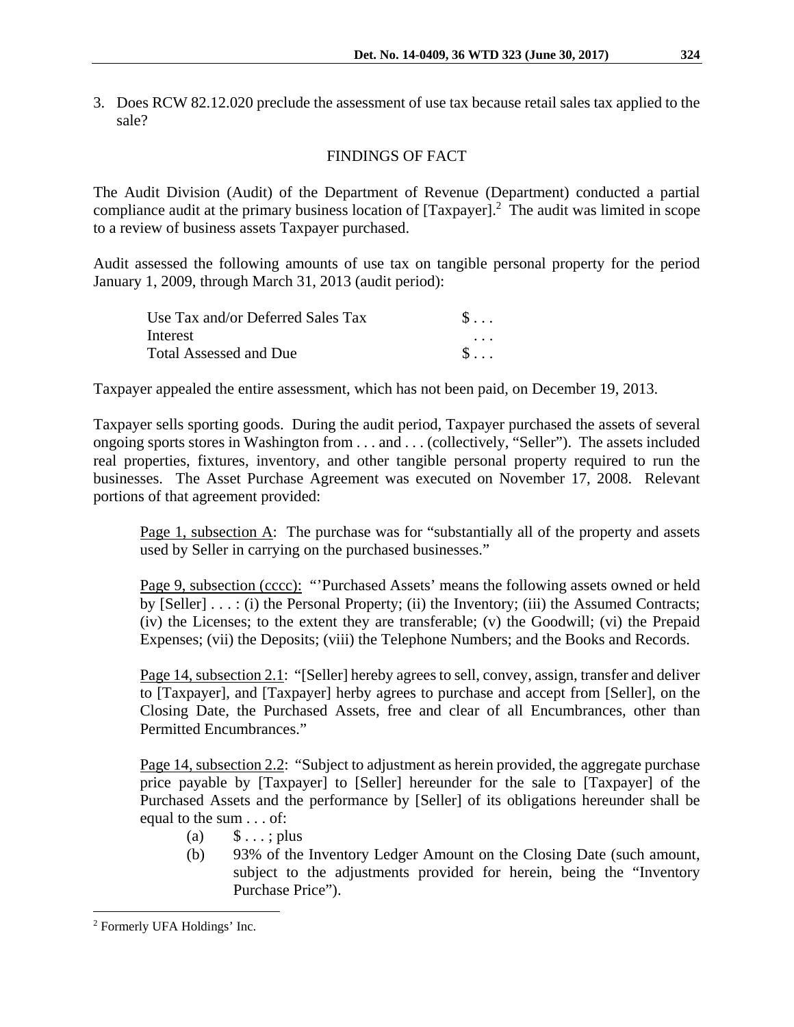3. Does RCW 82.12.020 preclude the assessment of use tax because retail sales tax applied to the sale?

## FINDINGS OF FACT

The Audit Division (Audit) of the Department of Revenue (Department) conducted a partial compliance audit at the primary business location of [Taxpayer].[2] The audit was limited in scope to a review of business assets Taxpayer purchased.

Audit assessed the following amounts of use tax on tangible personal property for the period January 1, 2009, through March 31, 2013 (audit period):

| | |
|---|---|
| Use Tax and/or Deferred Sales Tax | $ . . . |
| Interest | . . . |
| Total Assessed and Due | $ . . . |

Taxpayer appealed the entire assessment, which has not been paid, on December 19, 2013.

Taxpayer sells sporting goods. During the audit period, Taxpayer purchased the assets of several ongoing sports stores in Washington from . . . and . . . (collectively, "Seller"). The assets included real properties, fixtures, inventory, and other tangible personal property required to run the businesses. The Asset Purchase Agreement was executed on November 17, 2008. Relevant portions of that agreement provided:

> Page 1, subsection A: The purchase was for "substantially all of the property and assets used by Seller in carrying on the purchased businesses."
>
> Page 9, subsection (cccc): "'Purchased Assets' means the following assets owned or held by [Seller] . . . : (i) the Personal Property; (ii) the Inventory; (iii) the Assumed Contracts; (iv) the Licenses; to the extent they are transferable; (v) the Goodwill; (vi) the Prepaid Expenses; (vii) the Deposits; (viii) the Telephone Numbers; and the Books and Records.
>
> Page 14, subsection 2.1: "[Seller] hereby agrees to sell, convey, assign, transfer and deliver to [Taxpayer], and [Taxpayer] herby agrees to purchase and accept from [Seller], on the Closing Date, the Purchased Assets, free and clear of all Encumbrances, other than Permitted Encumbrances."
>
> Page 14, subsection 2.2: "Subject to adjustment as herein provided, the aggregate purchase price payable by [Taxpayer] to [Seller] hereunder for the sale to [Taxpayer] of the Purchased Assets and the performance by [Seller] of its obligations hereunder shall be equal to the sum . . . of:
>
> (a) $ . . . ; plus
>
> (b) 93% of the Inventory Ledger Amount on the Closing Date (such amount, subject to the adjustments provided for herein, being the "Inventory Purchase Price").

---

[2] Formerly UFA Holdings' Inc.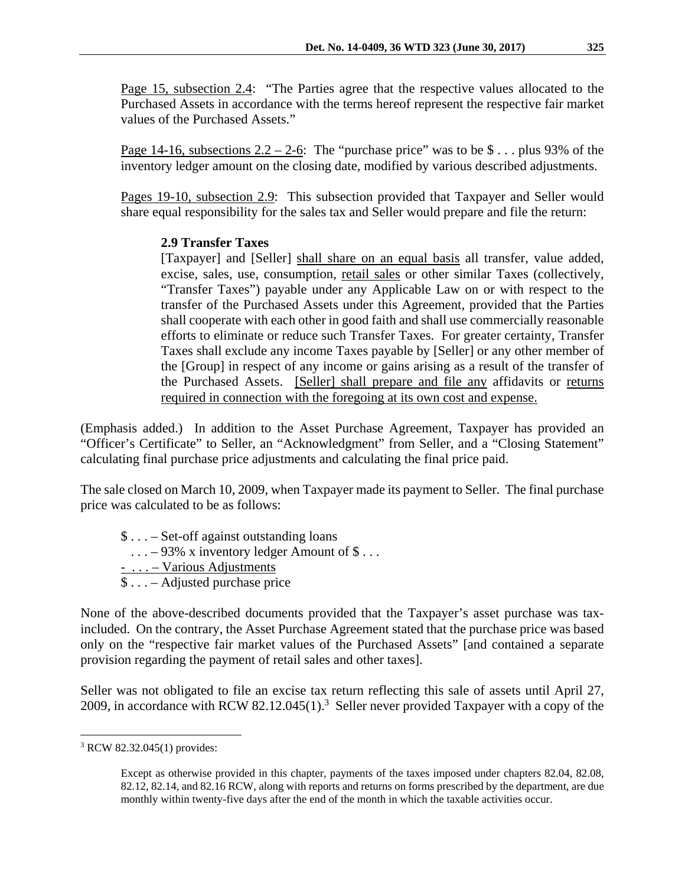Page 15, subsection 2.4: "The Parties agree that the respective values allocated to the Purchased Assets in accordance with the terms hereof represent the respective fair market values of the Purchased Assets."

Page 14-16, subsections 2.2 – 2-6: The "purchase price" was to be $ . . . plus 93% of the inventory ledger amount on the closing date, modified by various described adjustments.

Pages 19-10, subsection 2.9: This subsection provided that Taxpayer and Seller would share equal responsibility for the sales tax and Seller would prepare and file the return:

> **2.9 Transfer Taxes**
>
> [Taxpayer] and [Seller] shall share on an equal basis all transfer, value added, excise, sales, use, consumption, retail sales or other similar Taxes (collectively, "Transfer Taxes") payable under any Applicable Law on or with respect to the transfer of the Purchased Assets under this Agreement, provided that the Parties shall cooperate with each other in good faith and shall use commercially reasonable efforts to eliminate or reduce such Transfer Taxes. For greater certainty, Transfer Taxes shall exclude any income Taxes payable by [Seller] or any other member of the [Group] in respect of any income or gains arising as a result of the transfer of the Purchased Assets. [Seller] shall prepare and file any affidavits or returns required in connection with the foregoing at its own cost and expense.

(Emphasis added.) In addition to the Asset Purchase Agreement, Taxpayer has provided an "Officer's Certificate" to Seller, an "Acknowledgment" from Seller, and a "Closing Statement" calculating final purchase price adjustments and calculating the final price paid.

The sale closed on March 10, 2009, when Taxpayer made its payment to Seller. The final purchase price was calculated to be as follows:

$ . . . – Set-off against outstanding loans
. . . – 93% x inventory ledger Amount of $ . . .
- . . . – Various Adjustments
$ . . . – Adjusted purchase price

None of the above-described documents provided that the Taxpayer's asset purchase was tax-included. On the contrary, the Asset Purchase Agreement stated that the purchase price was based only on the "respective fair market values of the Purchased Assets" [and contained a separate provision regarding the payment of retail sales and other taxes].

Seller was not obligated to file an excise tax return reflecting this sale of assets until April 27, 2009, in accordance with RCW 82.12.045(1).[3] Seller never provided Taxpayer with a copy of the

---

[3] RCW 82.32.045(1) provides:

> Except as otherwise provided in this chapter, payments of the taxes imposed under chapters 82.04, 82.08, 82.12, 82.14, and 82.16 RCW, along with reports and returns on forms prescribed by the department, are due monthly within twenty-five days after the end of the month in which the taxable activities occur.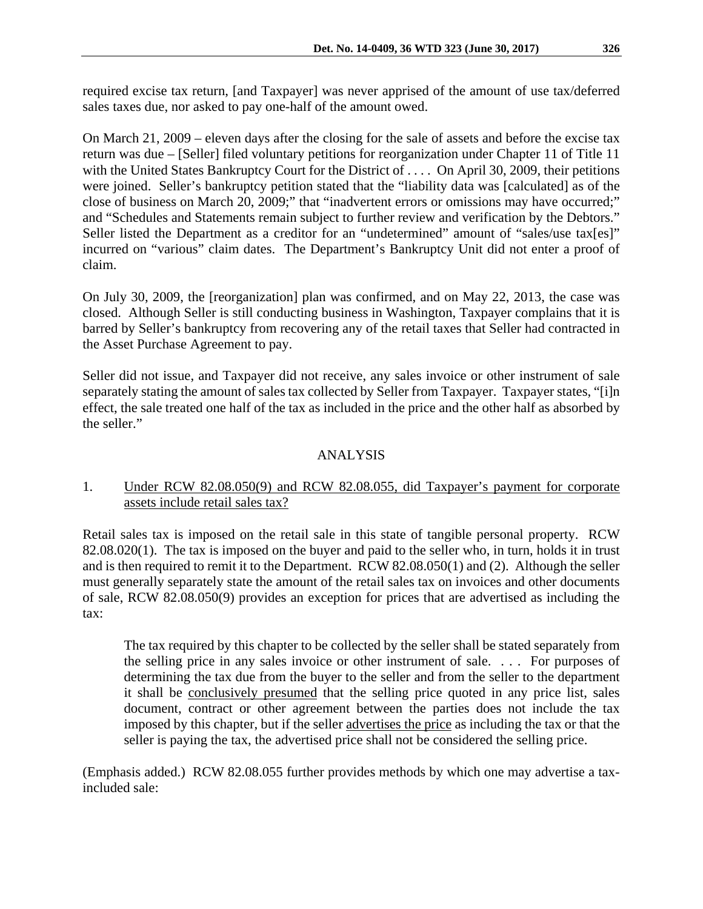required excise tax return, [and Taxpayer] was never apprised of the amount of use tax/deferred sales taxes due, nor asked to pay one-half of the amount owed.

On March 21, 2009 – eleven days after the closing for the sale of assets and before the excise tax return was due – [Seller] filed voluntary petitions for reorganization under Chapter 11 of Title 11 with the United States Bankruptcy Court for the District of . . . . On April 30, 2009, their petitions were joined. Seller's bankruptcy petition stated that the "liability data was [calculated] as of the close of business on March 20, 2009;" that "inadvertent errors or omissions may have occurred;" and "Schedules and Statements remain subject to further review and verification by the Debtors." Seller listed the Department as a creditor for an "undetermined" amount of "sales/use tax[es]" incurred on "various" claim dates. The Department's Bankruptcy Unit did not enter a proof of claim.

On July 30, 2009, the [reorganization] plan was confirmed, and on May 22, 2013, the case was closed. Although Seller is still conducting business in Washington, Taxpayer complains that it is barred by Seller's bankruptcy from recovering any of the retail taxes that Seller had contracted in the Asset Purchase Agreement to pay.

Seller did not issue, and Taxpayer did not receive, any sales invoice or other instrument of sale separately stating the amount of sales tax collected by Seller from Taxpayer. Taxpayer states, "[i]n effect, the sale treated one half of the tax as included in the price and the other half as absorbed by the seller."

## ANALYSIS

1. Under RCW 82.08.050(9) and RCW 82.08.055, did Taxpayer's payment for corporate assets include retail sales tax?

Retail sales tax is imposed on the retail sale in this state of tangible personal property. RCW 82.08.020(1). The tax is imposed on the buyer and paid to the seller who, in turn, holds it in trust and is then required to remit it to the Department. RCW 82.08.050(1) and (2). Although the seller must generally separately state the amount of the retail sales tax on invoices and other documents of sale, RCW 82.08.050(9) provides an exception for prices that are advertised as including the tax:

> The tax required by this chapter to be collected by the seller shall be stated separately from the selling price in any sales invoice or other instrument of sale. . . . For purposes of determining the tax due from the buyer to the seller and from the seller to the department it shall be conclusively presumed that the selling price quoted in any price list, sales document, contract or other agreement between the parties does not include the tax imposed by this chapter, but if the seller advertises the price as including the tax or that the seller is paying the tax, the advertised price shall not be considered the selling price.

(Emphasis added.) RCW 82.08.055 further provides methods by which one may advertise a tax-included sale: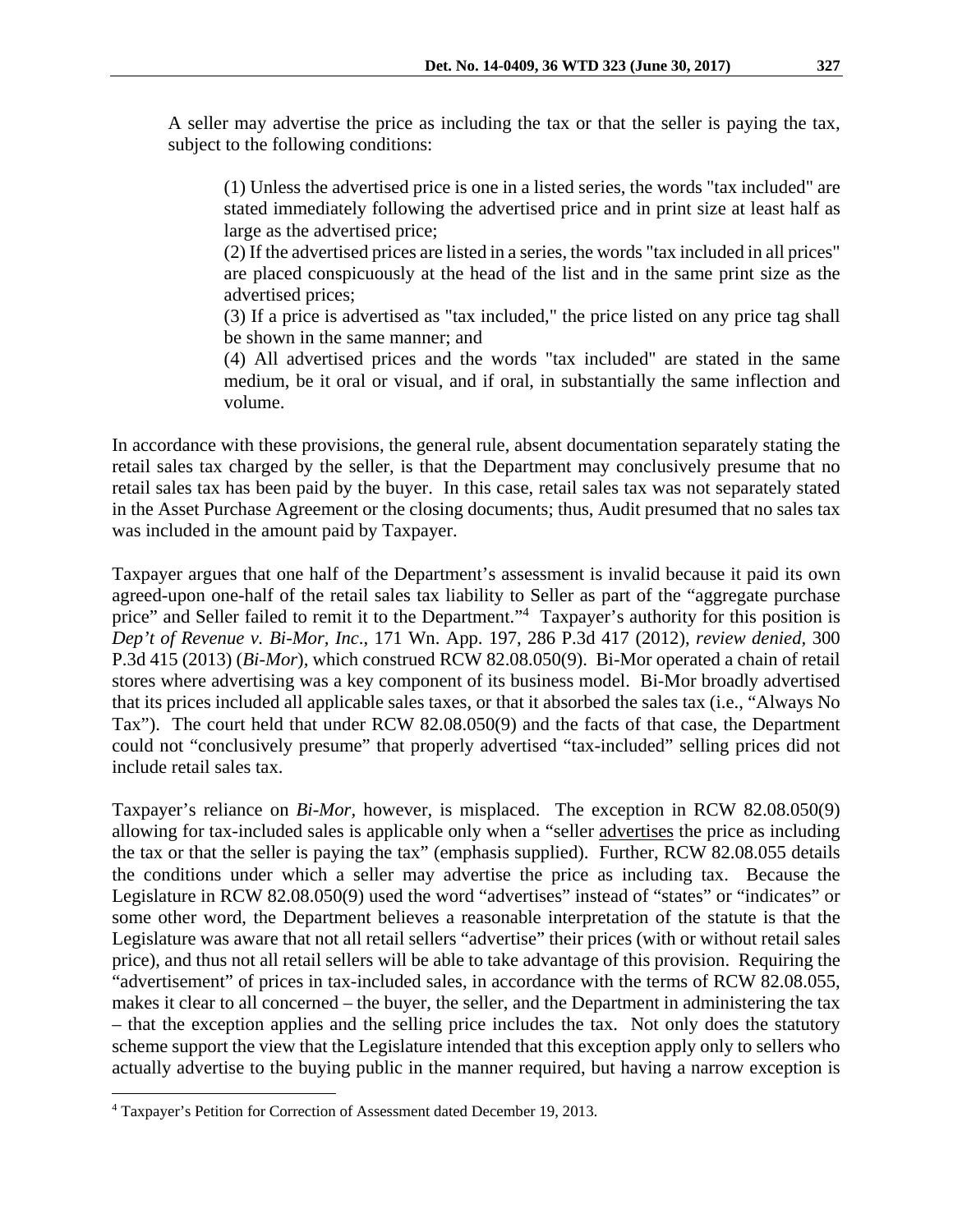A seller may advertise the price as including the tax or that the seller is paying the tax, subject to the following conditions:

> (1) Unless the advertised price is one in a listed series, the words "tax included" are stated immediately following the advertised price and in print size at least half as large as the advertised price;
>
> (2) If the advertised prices are listed in a series, the words "tax included in all prices" are placed conspicuously at the head of the list and in the same print size as the advertised prices;
>
> (3) If a price is advertised as "tax included," the price listed on any price tag shall be shown in the same manner; and
>
> (4) All advertised prices and the words "tax included" are stated in the same medium, be it oral or visual, and if oral, in substantially the same inflection and volume.

In accordance with these provisions, the general rule, absent documentation separately stating the retail sales tax charged by the seller, is that the Department may conclusively presume that no retail sales tax has been paid by the buyer. In this case, retail sales tax was not separately stated in the Asset Purchase Agreement or the closing documents; thus, Audit presumed that no sales tax was included in the amount paid by Taxpayer.

Taxpayer argues that one half of the Department's assessment is invalid because it paid its own agreed-upon one-half of the retail sales tax liability to Seller as part of the "aggregate purchase price" and Seller failed to remit it to the Department."[4] Taxpayer's authority for this position is *Dep't of Revenue v. Bi-Mor, Inc.*, 171 Wn. App. 197, 286 P.3d 417 (2012), *review denied*, 300 P.3d 415 (2013) (*Bi-Mor*), which construed RCW 82.08.050(9). Bi-Mor operated a chain of retail stores where advertising was a key component of its business model. Bi-Mor broadly advertised that its prices included all applicable sales taxes, or that it absorbed the sales tax (i.e., "Always No Tax"). The court held that under RCW 82.08.050(9) and the facts of that case, the Department could not "conclusively presume" that properly advertised "tax-included" selling prices did not include retail sales tax.

Taxpayer's reliance on *Bi-Mor*, however, is misplaced. The exception in RCW 82.08.050(9) allowing for tax-included sales is applicable only when a "seller <u>advertises</u> the price as including the tax or that the seller is paying the tax" (emphasis supplied). Further, RCW 82.08.055 details the conditions under which a seller may advertise the price as including tax. Because the Legislature in RCW 82.08.050(9) used the word "advertises" instead of "states" or "indicates" or some other word, the Department believes a reasonable interpretation of the statute is that the Legislature was aware that not all retail sellers "advertise" their prices (with or without retail sales price), and thus not all retail sellers will be able to take advantage of this provision. Requiring the "advertisement" of prices in tax-included sales, in accordance with the terms of RCW 82.08.055, makes it clear to all concerned – the buyer, the seller, and the Department in administering the tax – that the exception applies and the selling price includes the tax. Not only does the statutory scheme support the view that the Legislature intended that this exception apply only to sellers who actually advertise to the buying public in the manner required, but having a narrow exception is

[4] Taxpayer's Petition for Correction of Assessment dated December 19, 2013.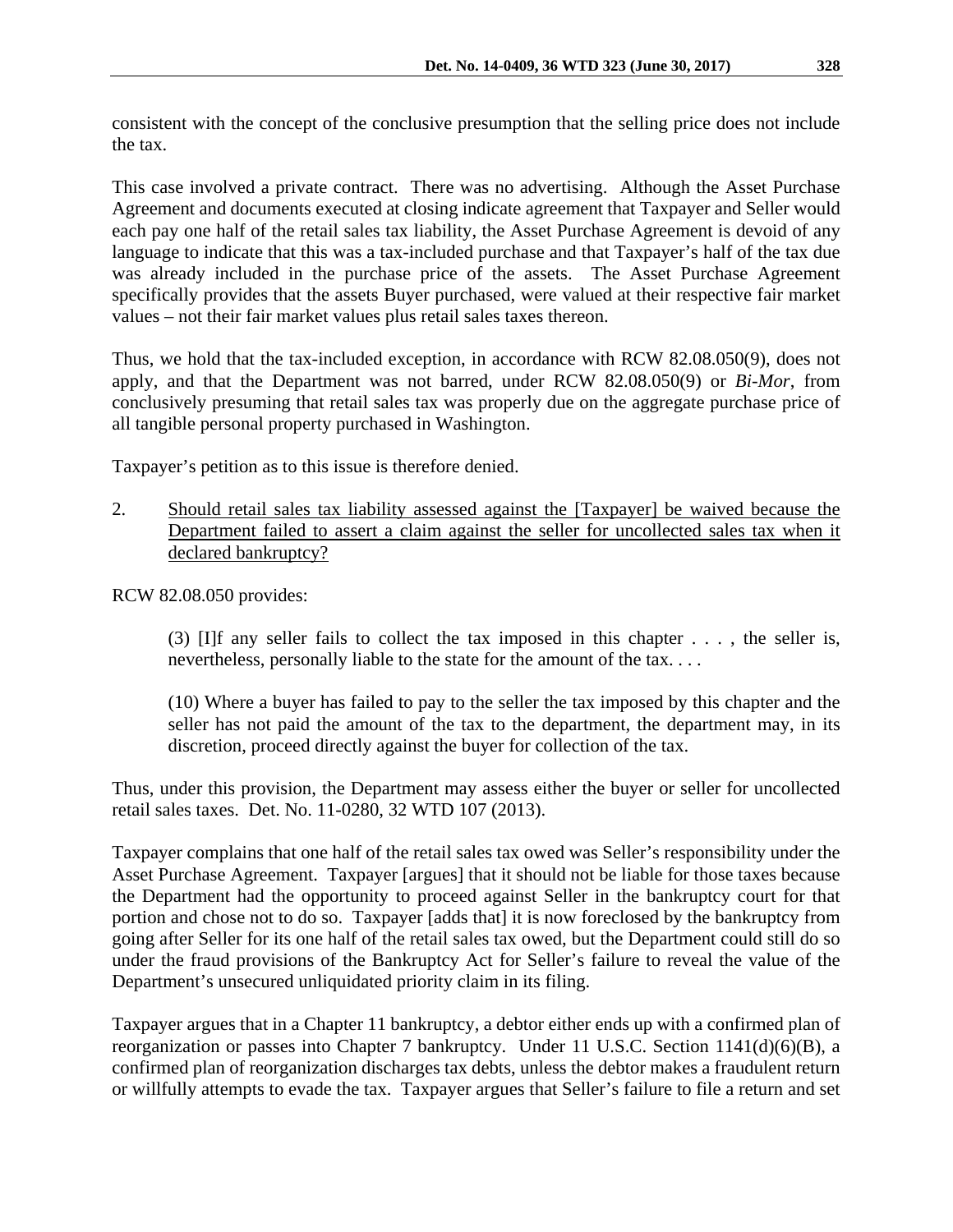consistent with the concept of the conclusive presumption that the selling price does not include the tax.

This case involved a private contract. There was no advertising. Although the Asset Purchase Agreement and documents executed at closing indicate agreement that Taxpayer and Seller would each pay one half of the retail sales tax liability, the Asset Purchase Agreement is devoid of any language to indicate that this was a tax-included purchase and that Taxpayer's half of the tax due was already included in the purchase price of the assets. The Asset Purchase Agreement specifically provides that the assets Buyer purchased, were valued at their respective fair market values – not their fair market values plus retail sales taxes thereon.

Thus, we hold that the tax-included exception, in accordance with RCW 82.08.050(9), does not apply, and that the Department was not barred, under RCW 82.08.050(9) or *Bi-Mor*, from conclusively presuming that retail sales tax was properly due on the aggregate purchase price of all tangible personal property purchased in Washington.

Taxpayer's petition as to this issue is therefore denied.

2. <u>Should retail sales tax liability assessed against the [Taxpayer] be waived because the Department failed to assert a claim against the seller for uncollected sales tax when it declared bankruptcy?</u>

RCW 82.08.050 provides:

> (3) [I]f any seller fails to collect the tax imposed in this chapter . . . , the seller is, nevertheless, personally liable to the state for the amount of the tax. . . .
>
> (10) Where a buyer has failed to pay to the seller the tax imposed by this chapter and the seller has not paid the amount of the tax to the department, the department may, in its discretion, proceed directly against the buyer for collection of the tax.

Thus, under this provision, the Department may assess either the buyer or seller for uncollected retail sales taxes. Det. No. 11-0280, 32 WTD 107 (2013).

Taxpayer complains that one half of the retail sales tax owed was Seller's responsibility under the Asset Purchase Agreement. Taxpayer [argues] that it should not be liable for those taxes because the Department had the opportunity to proceed against Seller in the bankruptcy court for that portion and chose not to do so. Taxpayer [adds that] it is now foreclosed by the bankruptcy from going after Seller for its one half of the retail sales tax owed, but the Department could still do so under the fraud provisions of the Bankruptcy Act for Seller's failure to reveal the value of the Department's unsecured unliquidated priority claim in its filing.

Taxpayer argues that in a Chapter 11 bankruptcy, a debtor either ends up with a confirmed plan of reorganization or passes into Chapter 7 bankruptcy. Under 11 U.S.C. Section 1141(d)(6)(B), a confirmed plan of reorganization discharges tax debts, unless the debtor makes a fraudulent return or willfully attempts to evade the tax. Taxpayer argues that Seller's failure to file a return and set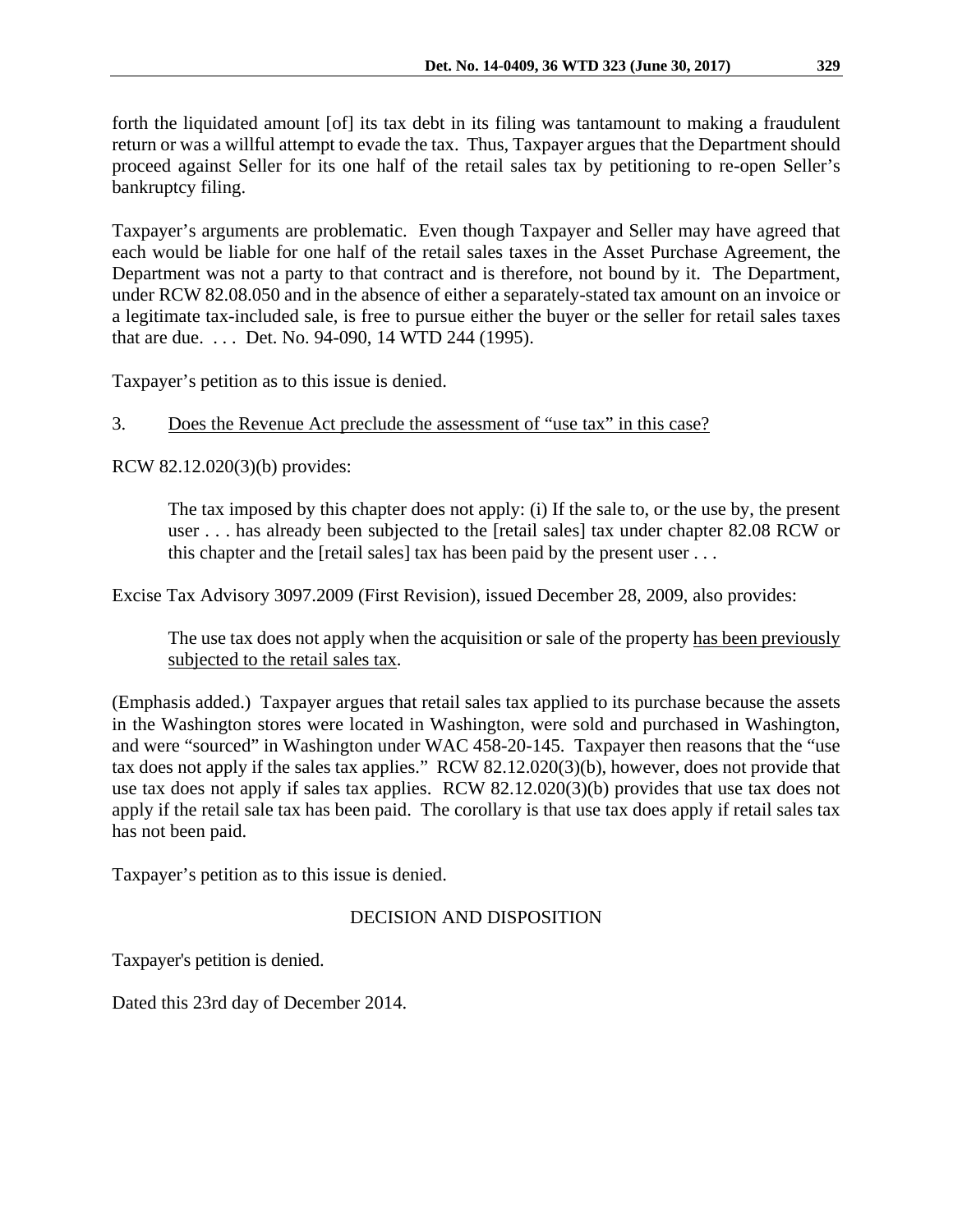forth the liquidated amount [of] its tax debt in its filing was tantamount to making a fraudulent return or was a willful attempt to evade the tax. Thus, Taxpayer argues that the Department should proceed against Seller for its one half of the retail sales tax by petitioning to re-open Seller's bankruptcy filing.

Taxpayer's arguments are problematic. Even though Taxpayer and Seller may have agreed that each would be liable for one half of the retail sales taxes in the Asset Purchase Agreement, the Department was not a party to that contract and is therefore, not bound by it. The Department, under RCW 82.08.050 and in the absence of either a separately-stated tax amount on an invoice or a legitimate tax-included sale, is free to pursue either the buyer or the seller for retail sales taxes that are due. . . . Det. No. 94-090, 14 WTD 244 (1995).

Taxpayer's petition as to this issue is denied.

3. Does the Revenue Act preclude the assessment of "use tax" in this case?

RCW 82.12.020(3)(b) provides:

> The tax imposed by this chapter does not apply: (i) If the sale to, or the use by, the present user . . . has already been subjected to the [retail sales] tax under chapter 82.08 RCW or this chapter and the [retail sales] tax has been paid by the present user . . .

Excise Tax Advisory 3097.2009 (First Revision), issued December 28, 2009, also provides:

> The use tax does not apply when the acquisition or sale of the property has been previously subjected to the retail sales tax.

(Emphasis added.) Taxpayer argues that retail sales tax applied to its purchase because the assets in the Washington stores were located in Washington, were sold and purchased in Washington, and were "sourced" in Washington under WAC 458-20-145. Taxpayer then reasons that the "use tax does not apply if the sales tax applies." RCW 82.12.020(3)(b), however, does not provide that use tax does not apply if sales tax applies. RCW 82.12.020(3)(b) provides that use tax does not apply if the retail sale tax has been paid. The corollary is that use tax does apply if retail sales tax has not been paid.

Taxpayer's petition as to this issue is denied.

## DECISION AND DISPOSITION

Taxpayer's petition is denied.

Dated this 23rd day of December 2014.